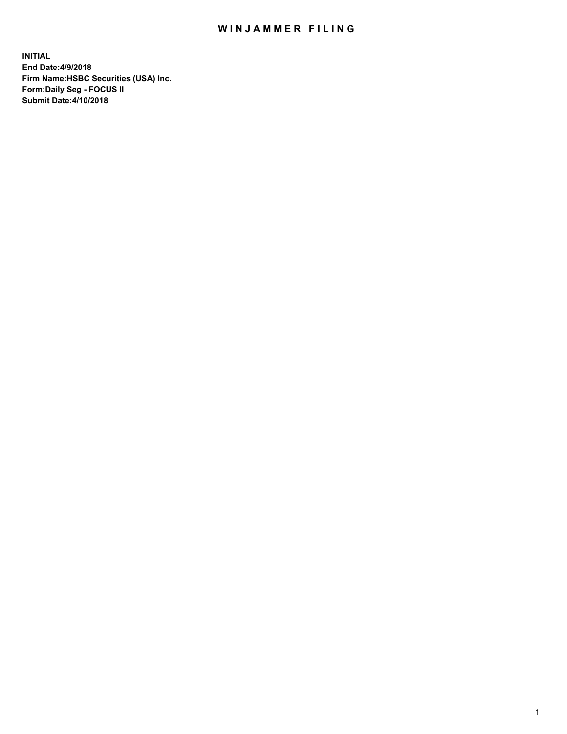# WINJAMMER FILING

**INITIAL**
**End Date:4/9/2018**
**Firm Name:HSBC Securities (USA) Inc.**
**Form:Daily Seg - FOCUS II**
**Submit Date:4/10/2018**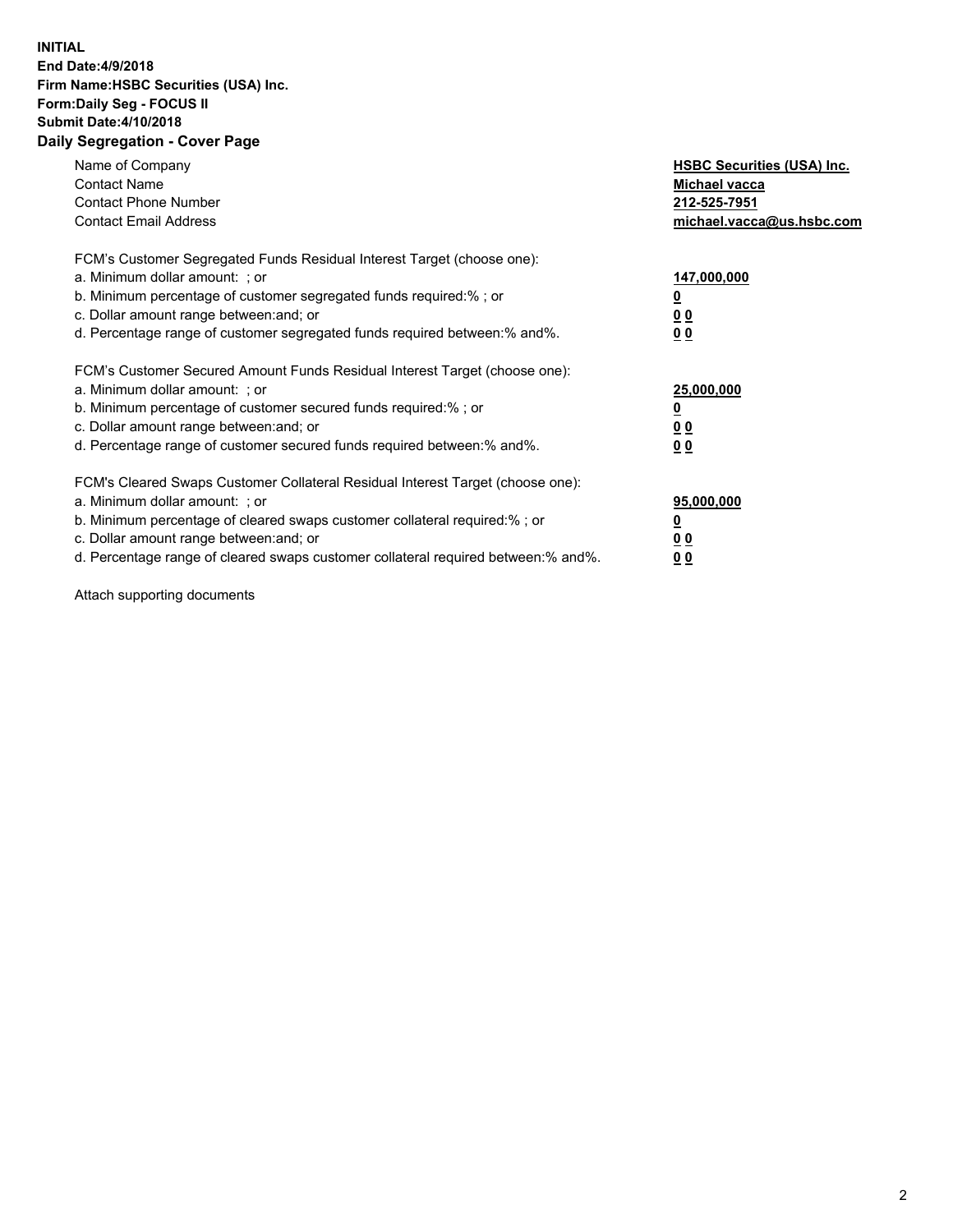**INITIAL**
**End Date:4/9/2018**
**Firm Name:HSBC Securities (USA) Inc.**
**Form:Daily Seg - FOCUS II**
**Submit Date:4/10/2018**

## Daily Segregation - Cover Page

| | |
|---|---|
| Name of Company | **HSBC Securities (USA) Inc.** |
| Contact Name | **Michael vacca** |
| Contact Phone Number | **212-525-7951** |
| Contact Email Address | **michael.vacca@us.hsbc.com** |
| | |
| FCM's Customer Segregated Funds Residual Interest Target (choose one): | |
| a. Minimum dollar amount: ; or | **147,000,000** |
| b. Minimum percentage of customer segregated funds required:% ; or | **0** |
| c. Dollar amount range between:and; or | **0 0** |
| d. Percentage range of customer segregated funds required between:% and%. | **0 0** |
| | |
| FCM's Customer Secured Amount Funds Residual Interest Target (choose one): | |
| a. Minimum dollar amount: ; or | **25,000,000** |
| b. Minimum percentage of customer secured funds required:% ; or | **0** |
| c. Dollar amount range between:and; or | **0 0** |
| d. Percentage range of customer secured funds required between:% and%. | **0 0** |
| | |
| FCM's Cleared Swaps Customer Collateral Residual Interest Target (choose one): | |
| a. Minimum dollar amount: ; or | **95,000,000** |
| b. Minimum percentage of cleared swaps customer collateral required:% ; or | **0** |
| c. Dollar amount range between:and; or | **0 0** |
| d. Percentage range of cleared swaps customer collateral required between:% and%. | **0 0** |

Attach supporting documents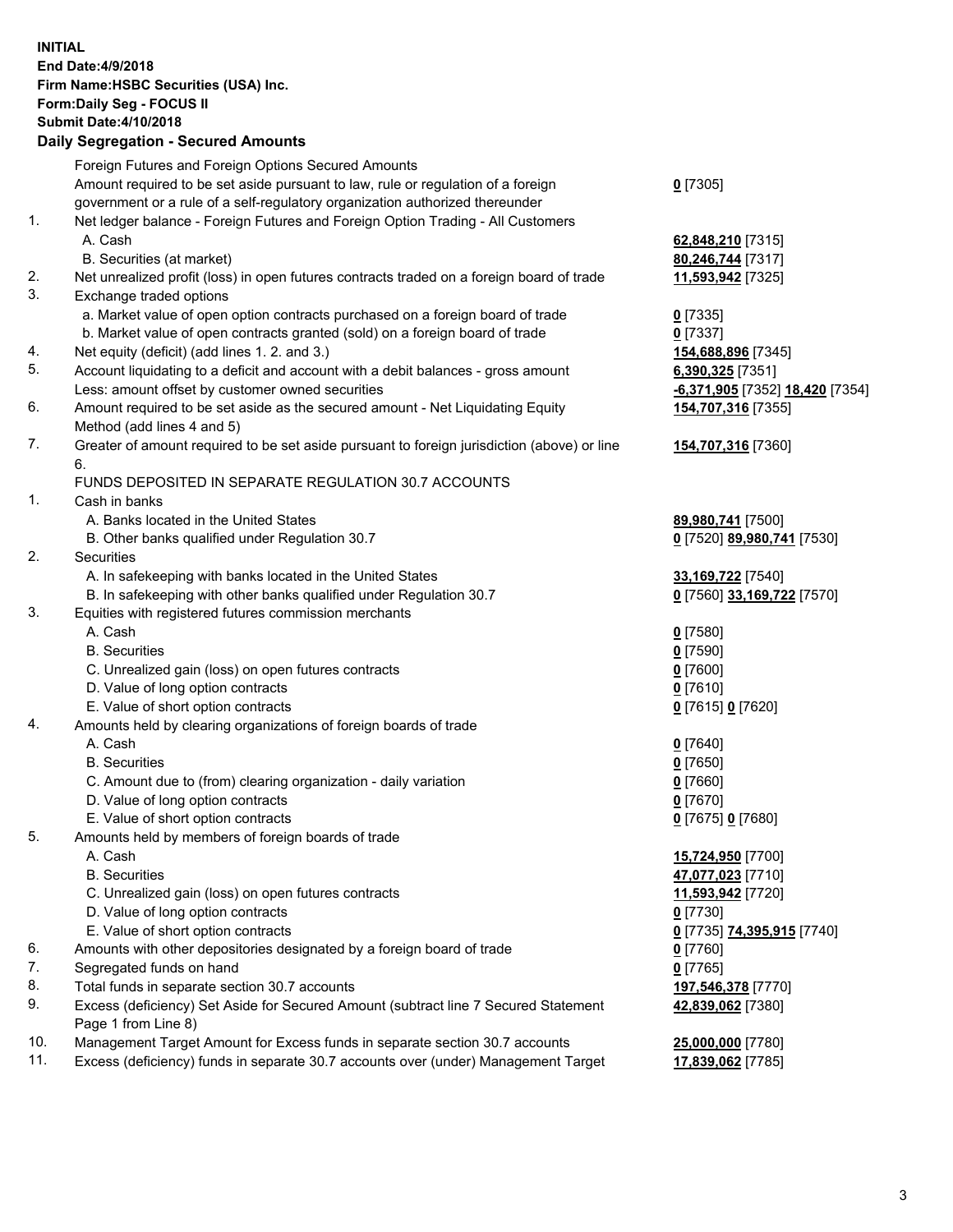**INITIAL**
**End Date:4/9/2018**
**Firm Name:HSBC Securities (USA) Inc.**
**Form:Daily Seg - FOCUS II**
**Submit Date:4/10/2018**

**Daily Segregation - Secured Amounts**

| | | |
|---|---|---|
| | Foreign Futures and Foreign Options Secured Amounts | |
| | Amount required to be set aside pursuant to law, rule or regulation of a foreign government or a rule of a self-regulatory organization authorized thereunder | **0** [7305] |
| 1. | Net ledger balance - Foreign Futures and Foreign Option Trading - All Customers | |
| | A. Cash | **62,848,210** [7315] |
| | B. Securities (at market) | **80,246,744** [7317] |
| 2. | Net unrealized profit (loss) in open futures contracts traded on a foreign board of trade | **11,593,942** [7325] |
| 3. | Exchange traded options | |
| | a. Market value of open option contracts purchased on a foreign board of trade | **0** [7335] |
| | b. Market value of open contracts granted (sold) on a foreign board of trade | **0** [7337] |
| 4. | Net equity (deficit) (add lines 1. 2. and 3.) | **154,688,896** [7345] |
| 5. | Account liquidating to a deficit and account with a debit balances - gross amount | **6,390,325** [7351] |
| | Less: amount offset by customer owned securities | **-6,371,905** [7352] **18,420** [7354] |
| 6. | Amount required to be set aside as the secured amount - Net Liquidating Equity Method (add lines 4 and 5) | **154,707,316** [7355] |
| 7. | Greater of amount required to be set aside pursuant to foreign jurisdiction (above) or line 6. | **154,707,316** [7360] |
| | FUNDS DEPOSITED IN SEPARATE REGULATION 30.7 ACCOUNTS | |
| 1. | Cash in banks | |
| | A. Banks located in the United States | **89,980,741** [7500] |
| | B. Other banks qualified under Regulation 30.7 | **0** [7520] **89,980,741** [7530] |
| 2. | Securities | |
| | A. In safekeeping with banks located in the United States | **33,169,722** [7540] |
| | B. In safekeeping with other banks qualified under Regulation 30.7 | **0** [7560] **33,169,722** [7570] |
| 3. | Equities with registered futures commission merchants | |
| | A. Cash | **0** [7580] |
| | B. Securities | **0** [7590] |
| | C. Unrealized gain (loss) on open futures contracts | **0** [7600] |
| | D. Value of long option contracts | **0** [7610] |
| | E. Value of short option contracts | **0** [7615] **0** [7620] |
| 4. | Amounts held by clearing organizations of foreign boards of trade | |
| | A. Cash | **0** [7640] |
| | B. Securities | **0** [7650] |
| | C. Amount due to (from) clearing organization - daily variation | **0** [7660] |
| | D. Value of long option contracts | **0** [7670] |
| | E. Value of short option contracts | **0** [7675] **0** [7680] |
| 5. | Amounts held by members of foreign boards of trade | |
| | A. Cash | **15,724,950** [7700] |
| | B. Securities | **47,077,023** [7710] |
| | C. Unrealized gain (loss) on open futures contracts | **11,593,942** [7720] |
| | D. Value of long option contracts | **0** [7730] |
| | E. Value of short option contracts | **0** [7735] **74,395,915** [7740] |
| 6. | Amounts with other depositories designated by a foreign board of trade | **0** [7760] |
| 7. | Segregated funds on hand | **0** [7765] |
| 8. | Total funds in separate section 30.7 accounts | **197,546,378** [7770] |
| 9. | Excess (deficiency) Set Aside for Secured Amount (subtract line 7 Secured Statement Page 1 from Line 8) | **42,839,062** [7380] |
| 10. | Management Target Amount for Excess funds in separate section 30.7 accounts | **25,000,000** [7780] |
| 11. | Excess (deficiency) funds in separate 30.7 accounts over (under) Management Target | **17,839,062** [7785] |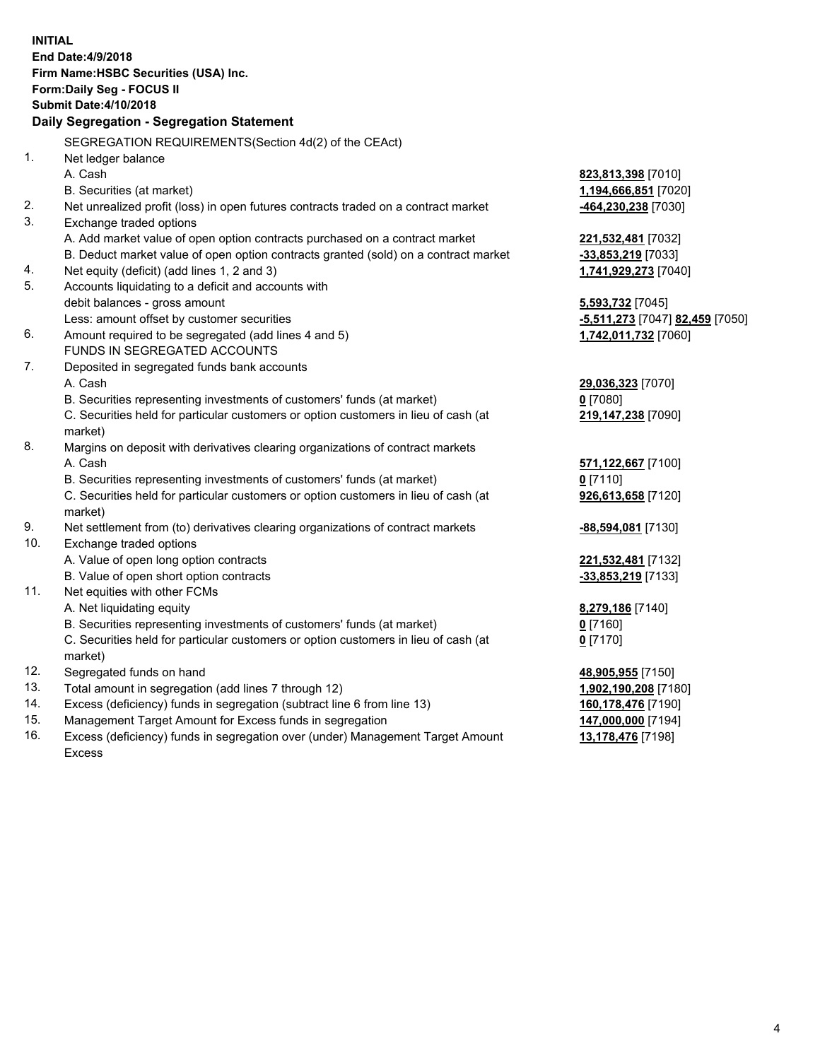**INITIAL**
**End Date:4/9/2018**
**Firm Name:HSBC Securities (USA) Inc.**
**Form:Daily Seg - FOCUS II**
**Submit Date:4/10/2018**

## Daily Segregation - Segregation Statement

SEGREGATION REQUIREMENTS(Section 4d(2) of the CEAct)

| | | |
|---|---|---|
| 1. | Net ledger balance | |
| | A. Cash | **823,813,398** [7010] |
| | B. Securities (at market) | **1,194,666,851** [7020] |
| 2. | Net unrealized profit (loss) in open futures contracts traded on a contract market | **-464,230,238** [7030] |
| 3. | Exchange traded options | |
| | A. Add market value of open option contracts purchased on a contract market | **221,532,481** [7032] |
| | B. Deduct market value of open option contracts granted (sold) on a contract market | **-33,853,219** [7033] |
| 4. | Net equity (deficit) (add lines 1, 2 and 3) | **1,741,929,273** [7040] |
| 5. | Accounts liquidating to a deficit and accounts with debit balances - gross amount | **5,593,732** [7045] |
| | Less: amount offset by customer securities | **-5,511,273** [7047] **82,459** [7050] |
| 6. | Amount required to be segregated (add lines 4 and 5) | **1,742,011,732** [7060] |
| | FUNDS IN SEGREGATED ACCOUNTS | |
| 7. | Deposited in segregated funds bank accounts | |
| | A. Cash | **29,036,323** [7070] |
| | B. Securities representing investments of customers' funds (at market) | **0** [7080] |
| | C. Securities held for particular customers or option customers in lieu of cash (at market) | **219,147,238** [7090] |
| 8. | Margins on deposit with derivatives clearing organizations of contract markets | |
| | A. Cash | **571,122,667** [7100] |
| | B. Securities representing investments of customers' funds (at market) | **0** [7110] |
| | C. Securities held for particular customers or option customers in lieu of cash (at market) | **926,613,658** [7120] |
| 9. | Net settlement from (to) derivatives clearing organizations of contract markets | **-88,594,081** [7130] |
| 10. | Exchange traded options | |
| | A. Value of open long option contracts | **221,532,481** [7132] |
| | B. Value of open short option contracts | **-33,853,219** [7133] |
| 11. | Net equities with other FCMs | |
| | A. Net liquidating equity | **8,279,186** [7140] |
| | B. Securities representing investments of customers' funds (at market) | **0** [7160] |
| | C. Securities held for particular customers or option customers in lieu of cash (at market) | **0** [7170] |
| 12. | Segregated funds on hand | **48,905,955** [7150] |
| 13. | Total amount in segregation (add lines 7 through 12) | **1,902,190,208** [7180] |
| 14. | Excess (deficiency) funds in segregation (subtract line 6 from line 13) | **160,178,476** [7190] |
| 15. | Management Target Amount for Excess funds in segregation | **147,000,000** [7194] |
| 16. | Excess (deficiency) funds in segregation over (under) Management Target Amount Excess | **13,178,476** [7198] |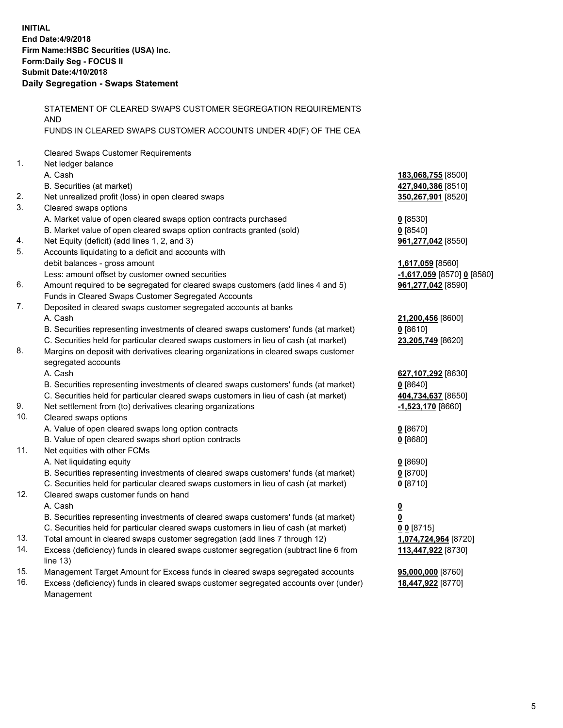**INITIAL**
**End Date:4/9/2018**
**Firm Name:HSBC Securities (USA) Inc.**
**Form:Daily Seg - FOCUS II**
**Submit Date:4/10/2018**
**Daily Segregation - Swaps Statement**

STATEMENT OF CLEARED SWAPS CUSTOMER SEGREGATION REQUIREMENTS AND FUNDS IN CLEARED SWAPS CUSTOMER ACCOUNTS UNDER 4D(F) OF THE CEA

| | | |
|---|---|---|
| | Cleared Swaps Customer Requirements | |
| 1. | Net ledger balance | |
| | A. Cash | **183,068,755** [8500] |
| | B. Securities (at market) | **427,940,386** [8510] |
| 2. | Net unrealized profit (loss) in open cleared swaps | **350,267,901** [8520] |
| 3. | Cleared swaps options | |
| | A. Market value of open cleared swaps option contracts purchased | **0** [8530] |
| | B. Market value of open cleared swaps option contracts granted (sold) | **0** [8540] |
| 4. | Net Equity (deficit) (add lines 1, 2, and 3) | **961,277,042** [8550] |
| 5. | Accounts liquidating to a deficit and accounts with debit balances - gross amount | **1,617,059** [8560] |
| | Less: amount offset by customer owned securities | **-1,617,059** [8570] **0** [8580] |
| 6. | Amount required to be segregated for cleared swaps customers (add lines 4 and 5) | **961,277,042** [8590] |
| | Funds in Cleared Swaps Customer Segregated Accounts | |
| 7. | Deposited in cleared swaps customer segregated accounts at banks | |
| | A. Cash | **21,200,456** [8600] |
| | B. Securities representing investments of cleared swaps customers' funds (at market) | **0** [8610] |
| | C. Securities held for particular cleared swaps customers in lieu of cash (at market) | **23,205,749** [8620] |
| 8. | Margins on deposit with derivatives clearing organizations in cleared swaps customer segregated accounts | |
| | A. Cash | **627,107,292** [8630] |
| | B. Securities representing investments of cleared swaps customers' funds (at market) | **0** [8640] |
| | C. Securities held for particular cleared swaps customers in lieu of cash (at market) | **404,734,637** [8650] |
| 9. | Net settlement from (to) derivatives clearing organizations | **-1,523,170** [8660] |
| 10. | Cleared swaps options | |
| | A. Value of open cleared swaps long option contracts | **0** [8670] |
| | B. Value of open cleared swaps short option contracts | **0** [8680] |
| 11. | Net equities with other FCMs | |
| | A. Net liquidating equity | **0** [8690] |
| | B. Securities representing investments of cleared swaps customers' funds (at market) | **0** [8700] |
| | C. Securities held for particular cleared swaps customers in lieu of cash (at market) | **0** [8710] |
| 12. | Cleared swaps customer funds on hand | |
| | A. Cash | **0** |
| | B. Securities representing investments of cleared swaps customers' funds (at market) | **0** |
| | C. Securities held for particular cleared swaps customers in lieu of cash (at market) | **0** **0** [8715] |
| 13. | Total amount in cleared swaps customer segregation (add lines 7 through 12) | **1,074,724,964** [8720] |
| 14. | Excess (deficiency) funds in cleared swaps customer segregation (subtract line 6 from line 13) | **113,447,922** [8730] |
| 15. | Management Target Amount for Excess funds in cleared swaps segregated accounts | **95,000,000** [8760] |
| 16. | Excess (deficiency) funds in cleared swaps customer segregated accounts over (under) Management | **18,447,922** [8770] |